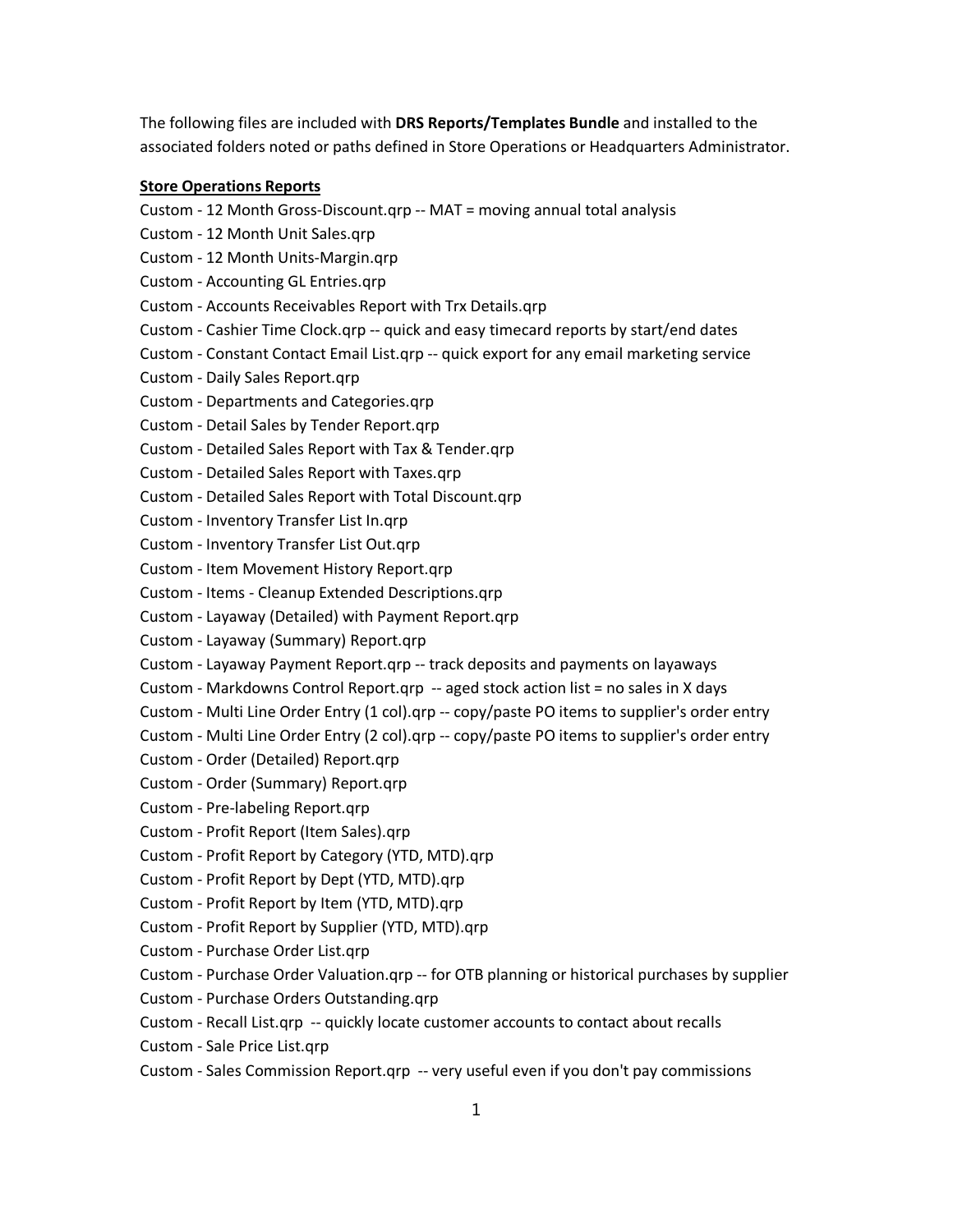The following files are included with **DRS Reports/Templates Bundle** and installed to the associated folders noted or paths defined in Store Operations or Headquarters Administrator.

**Store Operations Reports**

Custom - 12 Month Gross-Discount.qrp -- MAT = moving annual total analysis
Custom - 12 Month Unit Sales.qrp
Custom - 12 Month Units-Margin.qrp
Custom - Accounting GL Entries.qrp
Custom - Accounts Receivables Report with Trx Details.qrp
Custom - Cashier Time Clock.qrp -- quick and easy timecard reports by start/end dates
Custom - Constant Contact Email List.qrp -- quick export for any email marketing service
Custom - Daily Sales Report.qrp
Custom - Departments and Categories.qrp
Custom - Detail Sales by Tender Report.qrp
Custom - Detailed Sales Report with Tax & Tender.qrp
Custom - Detailed Sales Report with Taxes.qrp
Custom - Detailed Sales Report with Total Discount.qrp
Custom - Inventory Transfer List In.qrp
Custom - Inventory Transfer List Out.qrp
Custom - Item Movement History Report.qrp
Custom - Items - Cleanup Extended Descriptions.qrp
Custom - Layaway (Detailed) with Payment Report.qrp
Custom - Layaway (Summary) Report.qrp
Custom - Layaway Payment Report.qrp -- track deposits and payments on layaways
Custom - Markdowns Control Report.qrp -- aged stock action list = no sales in X days
Custom - Multi Line Order Entry (1 col).qrp -- copy/paste PO items to supplier's order entry
Custom - Multi Line Order Entry (2 col).qrp -- copy/paste PO items to supplier's order entry
Custom - Order (Detailed) Report.qrp
Custom - Order (Summary) Report.qrp
Custom - Pre-labeling Report.qrp
Custom - Profit Report (Item Sales).qrp
Custom - Profit Report by Category (YTD, MTD).qrp
Custom - Profit Report by Dept (YTD, MTD).qrp
Custom - Profit Report by Item (YTD, MTD).qrp
Custom - Profit Report by Supplier (YTD, MTD).qrp
Custom - Purchase Order List.qrp
Custom - Purchase Order Valuation.qrp -- for OTB planning or historical purchases by supplier
Custom - Purchase Orders Outstanding.qrp
Custom - Recall List.qrp -- quickly locate customer accounts to contact about recalls
Custom - Sale Price List.qrp
Custom - Sales Commission Report.qrp -- very useful even if you don't pay commissions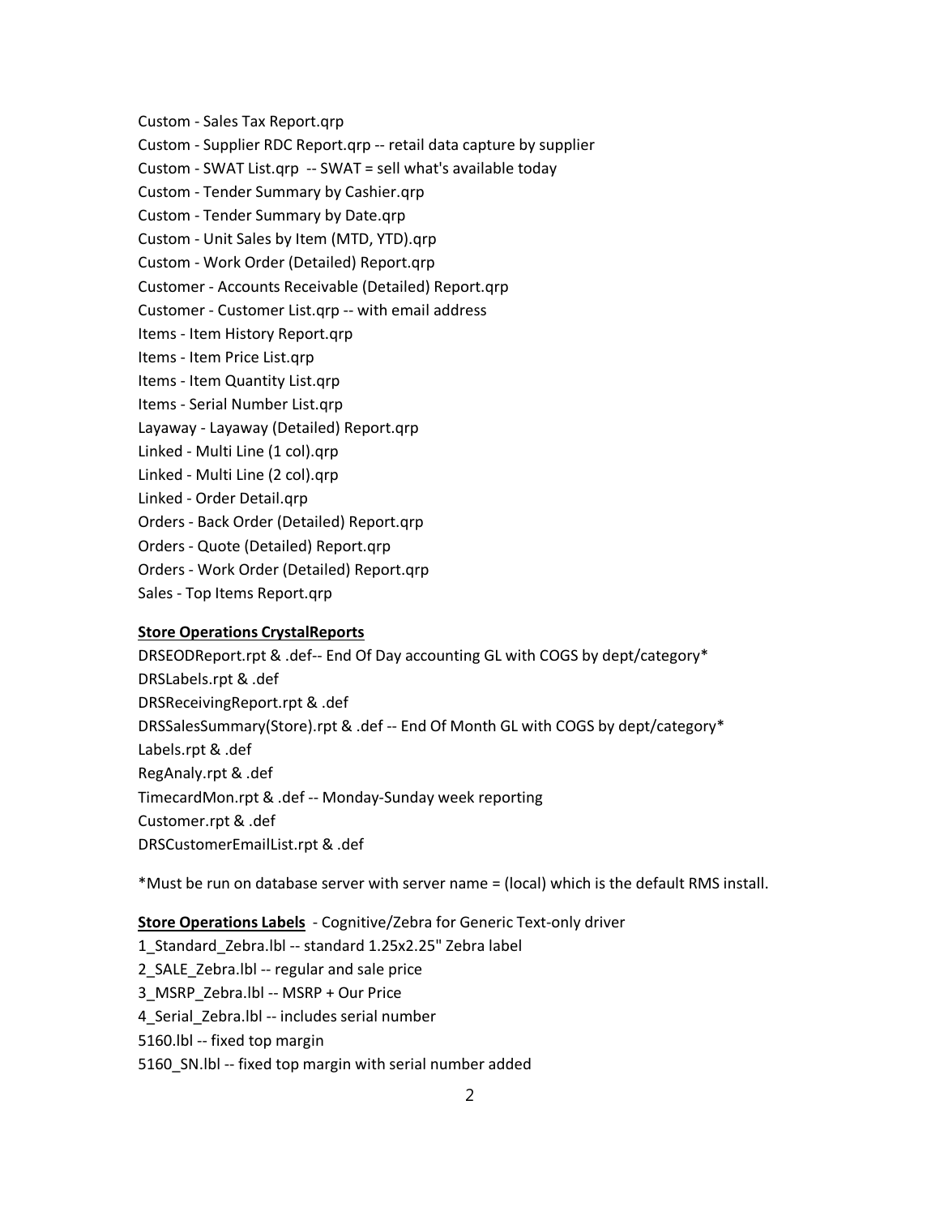Custom - Sales Tax Report.qrp

Custom - Supplier RDC Report.qrp -- retail data capture by supplier

Custom - SWAT List.qrp -- SWAT = sell what's available today

Custom - Tender Summary by Cashier.qrp

Custom - Tender Summary by Date.qrp

Custom - Unit Sales by Item (MTD, YTD).qrp

Custom - Work Order (Detailed) Report.qrp

Customer - Accounts Receivable (Detailed) Report.qrp

Customer - Customer List.qrp -- with email address

Items - Item History Report.qrp

Items - Item Price List.qrp

Items - Item Quantity List.qrp

Items - Serial Number List.qrp

Layaway - Layaway (Detailed) Report.qrp

Linked - Multi Line (1 col).qrp

Linked - Multi Line (2 col).qrp

Linked - Order Detail.qrp

Orders - Back Order (Detailed) Report.qrp

Orders - Quote (Detailed) Report.qrp

Orders - Work Order (Detailed) Report.qrp

Sales - Top Items Report.qrp

**Store Operations CrystalReports**

DRSEODReport.rpt & .def-- End Of Day accounting GL with COGS by dept/category*

DRSLabels.rpt & .def

DRSReceivingReport.rpt & .def

DRSSalesSummary(Store).rpt & .def -- End Of Month GL with COGS by dept/category*

Labels.rpt & .def

RegAnaly.rpt & .def

TimecardMon.rpt & .def -- Monday-Sunday week reporting

Customer.rpt & .def

DRSCustomerEmailList.rpt & .def

*Must be run on database server with server name = (local) which is the default RMS install.

**Store Operations Labels** - Cognitive/Zebra for Generic Text-only driver

1_Standard_Zebra.lbl -- standard 1.25x2.25" Zebra label

2_SALE_Zebra.lbl -- regular and sale price

3_MSRP_Zebra.lbl -- MSRP + Our Price

4_Serial_Zebra.lbl -- includes serial number

5160.lbl -- fixed top margin

5160_SN.lbl -- fixed top margin with serial number added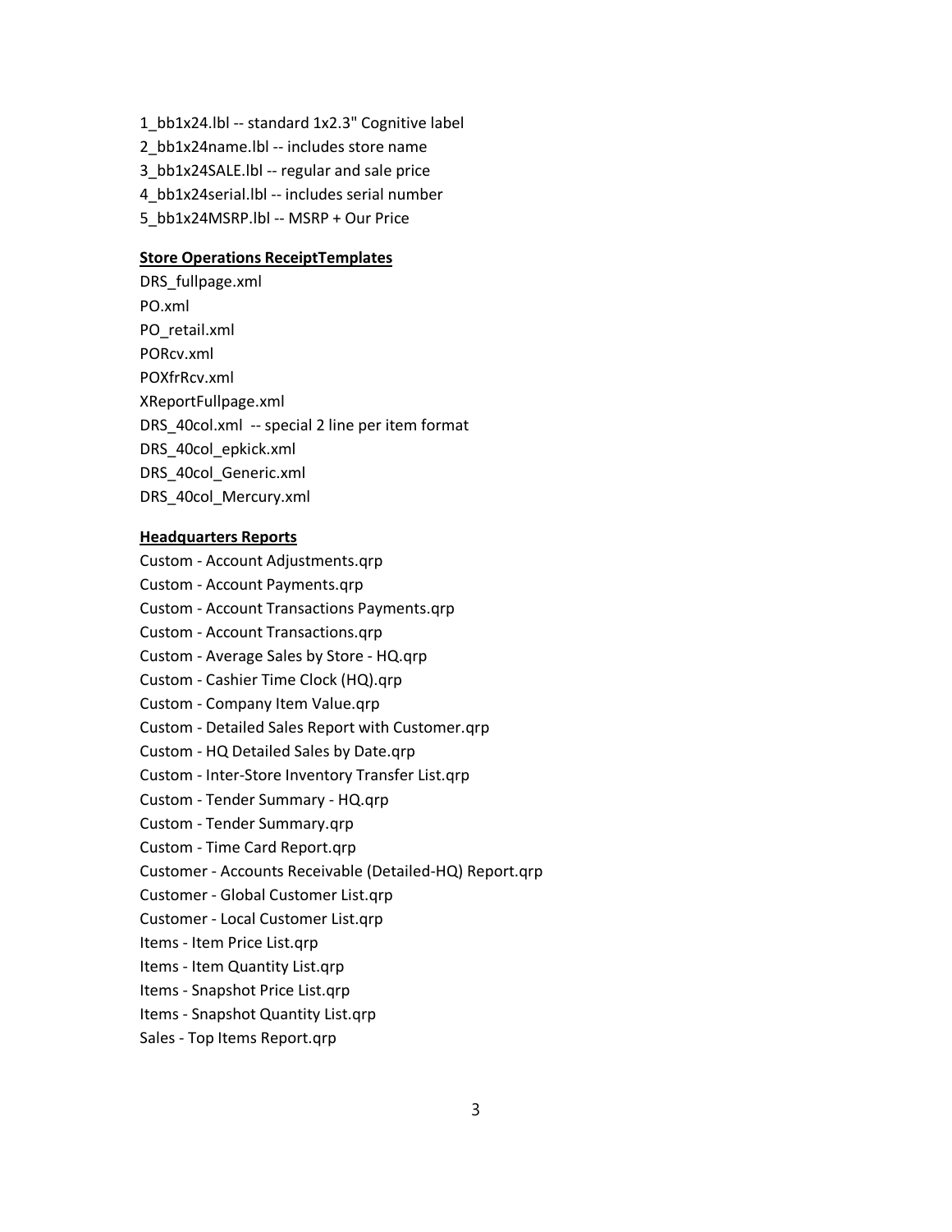1_bb1x24.lbl -- standard 1x2.3" Cognitive label

2_bb1x24name.lbl -- includes store name

3_bb1x24SALE.lbl -- regular and sale price

4_bb1x24serial.lbl -- includes serial number

5_bb1x24MSRP.lbl -- MSRP + Our Price

**Store Operations ReceiptTemplates**

DRS_fullpage.xml

PO.xml

PO_retail.xml

PORcv.xml

POXfrRcv.xml

XReportFullpage.xml

DRS_40col.xml -- special 2 line per item format

DRS_40col_epkick.xml

DRS_40col_Generic.xml

DRS_40col_Mercury.xml

**Headquarters Reports**

Custom - Account Adjustments.qrp

Custom - Account Payments.qrp

Custom - Account Transactions Payments.qrp

Custom - Account Transactions.qrp

Custom - Average Sales by Store - HQ.qrp

Custom - Cashier Time Clock (HQ).qrp

Custom - Company Item Value.qrp

Custom - Detailed Sales Report with Customer.qrp

Custom - HQ Detailed Sales by Date.qrp

Custom - Inter-Store Inventory Transfer List.qrp

Custom - Tender Summary - HQ.qrp

Custom - Tender Summary.qrp

Custom - Time Card Report.qrp

Customer - Accounts Receivable (Detailed-HQ) Report.qrp

Customer - Global Customer List.qrp

Customer - Local Customer List.qrp

Items - Item Price List.qrp

Items - Item Quantity List.qrp

Items - Snapshot Price List.qrp

Items - Snapshot Quantity List.qrp

Sales - Top Items Report.qrp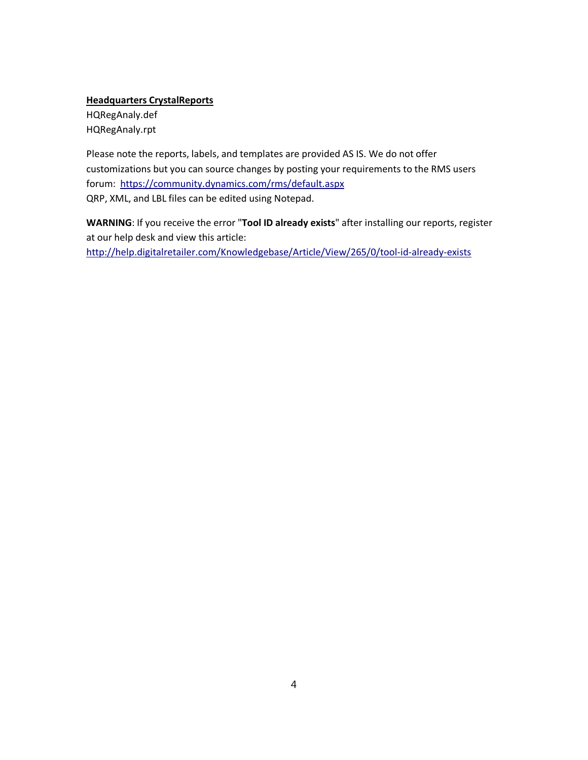**<u>Headquarters CrystalReports</u>**
HQRegAnaly.def
HQRegAnaly.rpt

Please note the reports, labels, and templates are provided AS IS. We do not offer customizations but you can source changes by posting your requirements to the RMS users forum: [https://community.dynamics.com/rms/default.aspx](https://community.dynamics.com/rms/default.aspx)
QRP, XML, and LBL files can be edited using Notepad.

**WARNING**: If you receive the error "**Tool ID already exists**" after installing our reports, register at our help desk and view this article:
[http://help.digitalretailer.com/Knowledgebase/Article/View/265/0/tool-id-already-exists](http://help.digitalretailer.com/Knowledgebase/Article/View/265/0/tool-id-already-exists)